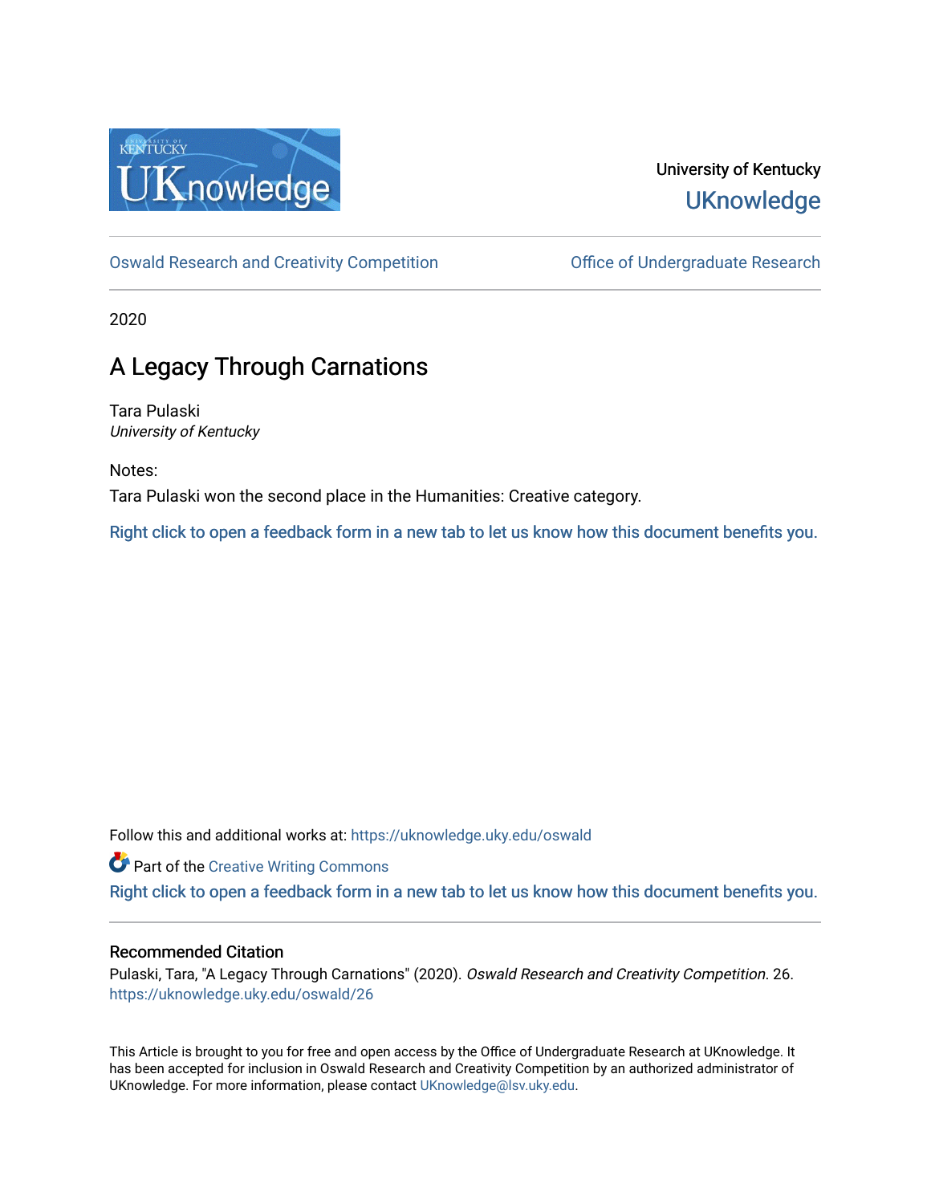University of Kentucky

UKnowledge

Oswald Research and Creativity Competition

Office of Undergraduate Research

2020

# A Legacy Through Carnations

Tara Pulaski
*University of Kentucky*

Notes:

Tara Pulaski won the second place in the Humanities: Creative category.

Right click to open a feedback form in a new tab to let us know how this document benefits you.

Follow this and additional works at: https://uknowledge.uky.edu/oswald

Part of the Creative Writing Commons

Right click to open a feedback form in a new tab to let us know how this document benefits you.

## Recommended Citation

Pulaski, Tara, "A Legacy Through Carnations" (2020). *Oswald Research and Creativity Competition*. 26.
https://uknowledge.uky.edu/oswald/26

This Article is brought to you for free and open access by the Office of Undergraduate Research at UKnowledge. It has been accepted for inclusion in Oswald Research and Creativity Competition by an authorized administrator of UKnowledge. For more information, please contact UKnowledge@lsv.uky.edu.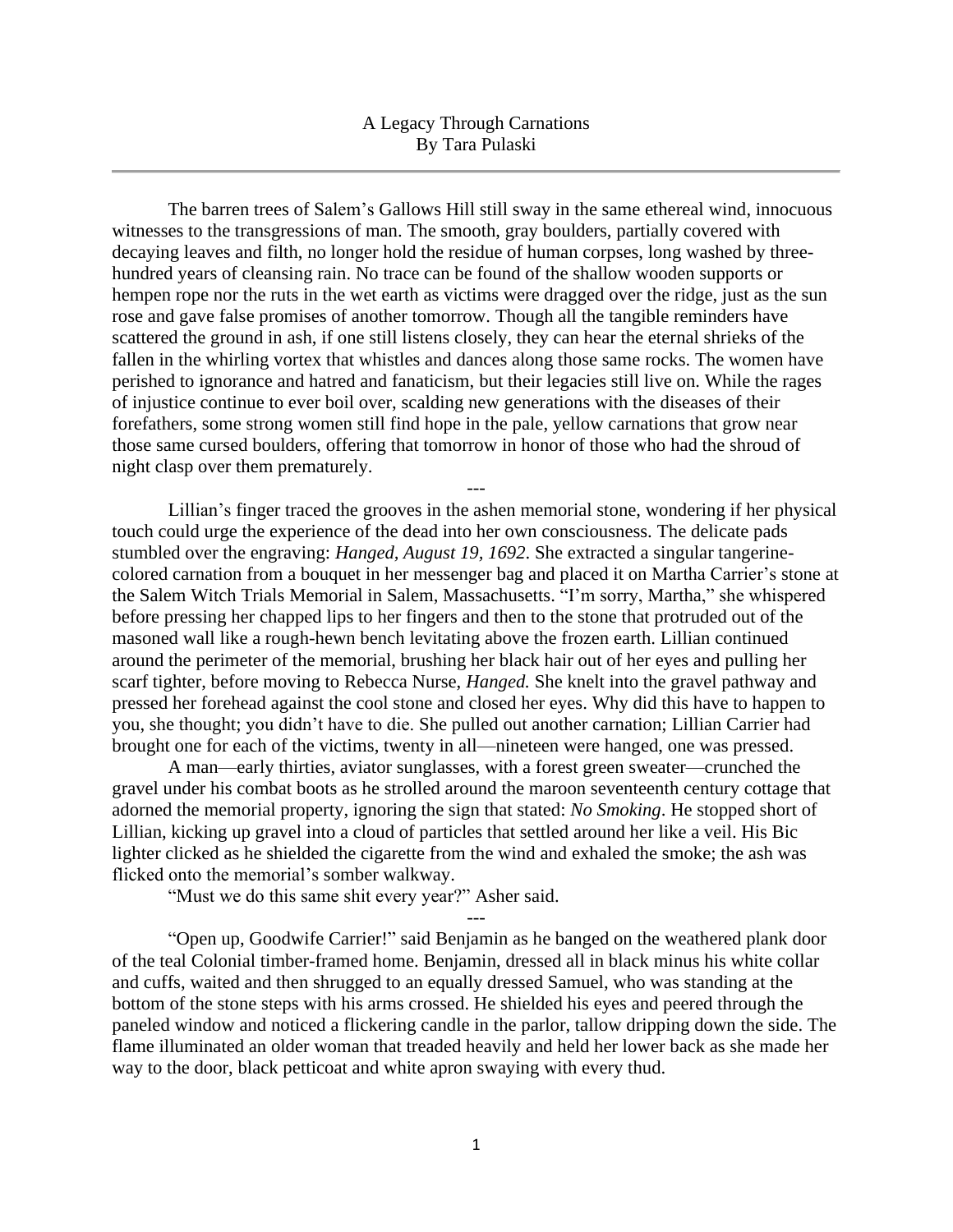A Legacy Through Carnations
By Tara Pulaski

---

The barren trees of Salem's Gallows Hill still sway in the same ethereal wind, innocuous witnesses to the transgressions of man. The smooth, gray boulders, partially covered with decaying leaves and filth, no longer hold the residue of human corpses, long washed by three-hundred years of cleansing rain. No trace can be found of the shallow wooden supports or hempen rope nor the ruts in the wet earth as victims were dragged over the ridge, just as the sun rose and gave false promises of another tomorrow. Though all the tangible reminders have scattered the ground in ash, if one still listens closely, they can hear the eternal shrieks of the fallen in the whirling vortex that whistles and dances along those same rocks. The women have perished to ignorance and hatred and fanaticism, but their legacies still live on. While the rages of injustice continue to ever boil over, scalding new generations with the diseases of their forefathers, some strong women still find hope in the pale, yellow carnations that grow near those same cursed boulders, offering that tomorrow in honor of those who had the shroud of night clasp over them prematurely.

---

Lillian's finger traced the grooves in the ashen memorial stone, wondering if her physical touch could urge the experience of the dead into her own consciousness. The delicate pads stumbled over the engraving: *Hanged, August 19, 1692*. She extracted a singular tangerine-colored carnation from a bouquet in her messenger bag and placed it on Martha Carrier's stone at the Salem Witch Trials Memorial in Salem, Massachusetts. "I'm sorry, Martha," she whispered before pressing her chapped lips to her fingers and then to the stone that protruded out of the masoned wall like a rough-hewn bench levitating above the frozen earth. Lillian continued around the perimeter of the memorial, brushing her black hair out of her eyes and pulling her scarf tighter, before moving to Rebecca Nurse, *Hanged.* She knelt into the gravel pathway and pressed her forehead against the cool stone and closed her eyes. Why did this have to happen to you, she thought; you didn't have to die. She pulled out another carnation; Lillian Carrier had brought one for each of the victims, twenty in all—nineteen were hanged, one was pressed.

A man—early thirties, aviator sunglasses, with a forest green sweater—crunched the gravel under his combat boots as he strolled around the maroon seventeenth century cottage that adorned the memorial property, ignoring the sign that stated: *No Smoking*. He stopped short of Lillian, kicking up gravel into a cloud of particles that settled around her like a veil. His Bic lighter clicked as he shielded the cigarette from the wind and exhaled the smoke; the ash was flicked onto the memorial's somber walkway.

"Must we do this same shit every year?" Asher said.

---

"Open up, Goodwife Carrier!" said Benjamin as he banged on the weathered plank door of the teal Colonial timber-framed home. Benjamin, dressed all in black minus his white collar and cuffs, waited and then shrugged to an equally dressed Samuel, who was standing at the bottom of the stone steps with his arms crossed. He shielded his eyes and peered through the paneled window and noticed a flickering candle in the parlor, tallow dripping down the side. The flame illuminated an older woman that treaded heavily and held her lower back as she made her way to the door, black petticoat and white apron swaying with every thud.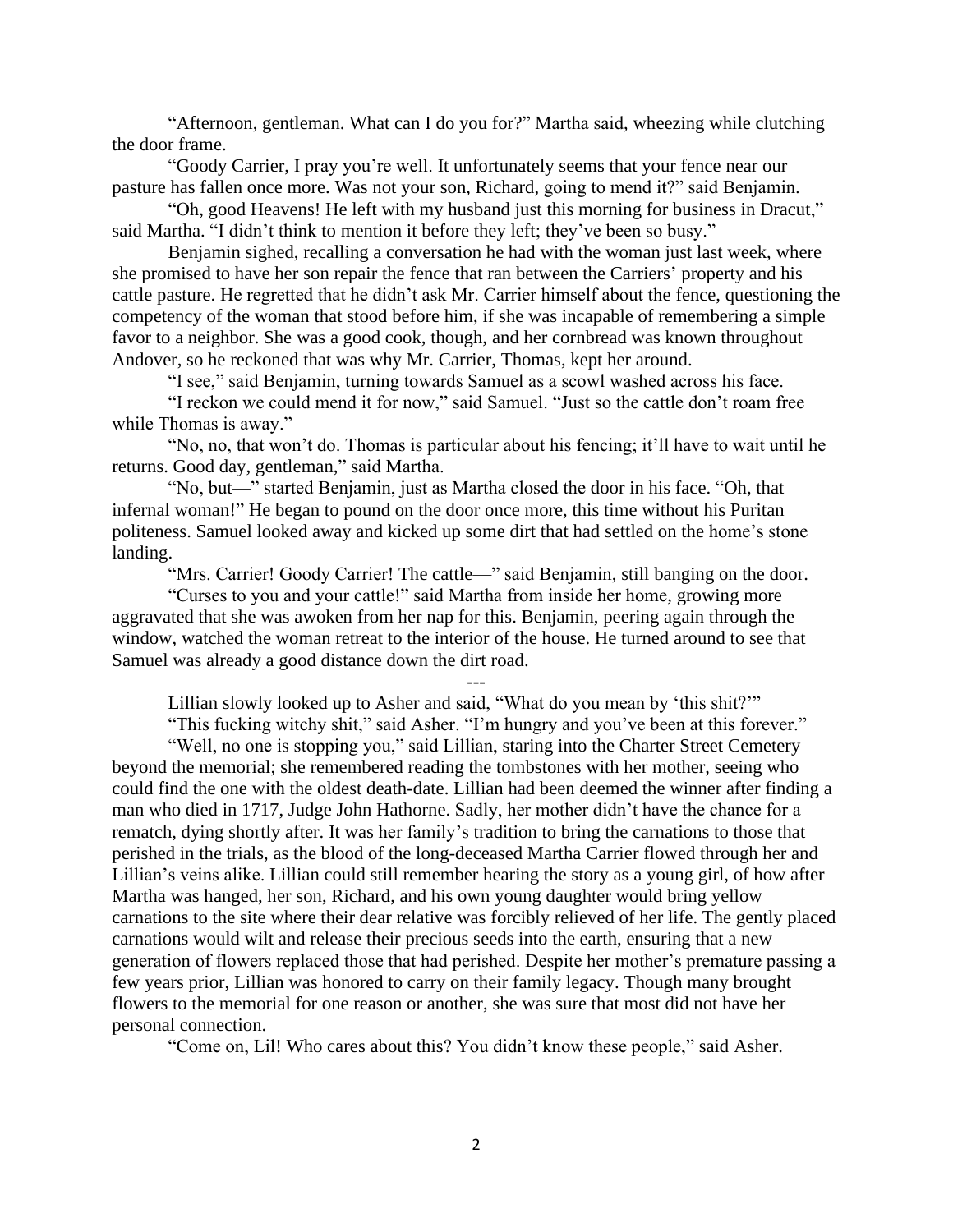"Afternoon, gentleman. What can I do you for?" Martha said, wheezing while clutching the door frame.

"Goody Carrier, I pray you're well. It unfortunately seems that your fence near our pasture has fallen once more. Was not your son, Richard, going to mend it?" said Benjamin.

"Oh, good Heavens! He left with my husband just this morning for business in Dracut," said Martha. "I didn't think to mention it before they left; they've been so busy."

Benjamin sighed, recalling a conversation he had with the woman just last week, where she promised to have her son repair the fence that ran between the Carriers' property and his cattle pasture. He regretted that he didn't ask Mr. Carrier himself about the fence, questioning the competency of the woman that stood before him, if she was incapable of remembering a simple favor to a neighbor. She was a good cook, though, and her cornbread was known throughout Andover, so he reckoned that was why Mr. Carrier, Thomas, kept her around.

"I see," said Benjamin, turning towards Samuel as a scowl washed across his face.

"I reckon we could mend it for now," said Samuel. "Just so the cattle don't roam free while Thomas is away."

"No, no, that won't do. Thomas is particular about his fencing; it'll have to wait until he returns. Good day, gentleman," said Martha.

"No, but—" started Benjamin, just as Martha closed the door in his face. "Oh, that infernal woman!" He began to pound on the door once more, this time without his Puritan politeness. Samuel looked away and kicked up some dirt that had settled on the home's stone landing.

"Mrs. Carrier! Goody Carrier! The cattle—" said Benjamin, still banging on the door.

"Curses to you and your cattle!" said Martha from inside her home, growing more aggravated that she was awoken from her nap for this. Benjamin, peering again through the window, watched the woman retreat to the interior of the house. He turned around to see that Samuel was already a good distance down the dirt road.

---

Lillian slowly looked up to Asher and said, "What do you mean by 'this shit?'"

"This fucking witchy shit," said Asher. "I'm hungry and you've been at this forever."

"Well, no one is stopping you," said Lillian, staring into the Charter Street Cemetery beyond the memorial; she remembered reading the tombstones with her mother, seeing who could find the one with the oldest death-date. Lillian had been deemed the winner after finding a man who died in 1717, Judge John Hathorne. Sadly, her mother didn't have the chance for a rematch, dying shortly after. It was her family's tradition to bring the carnations to those that perished in the trials, as the blood of the long-deceased Martha Carrier flowed through her and Lillian's veins alike. Lillian could still remember hearing the story as a young girl, of how after Martha was hanged, her son, Richard, and his own young daughter would bring yellow carnations to the site where their dear relative was forcibly relieved of her life. The gently placed carnations would wilt and release their precious seeds into the earth, ensuring that a new generation of flowers replaced those that had perished. Despite her mother's premature passing a few years prior, Lillian was honored to carry on their family legacy. Though many brought flowers to the memorial for one reason or another, she was sure that most did not have her personal connection.

"Come on, Lil! Who cares about this? You didn't know these people," said Asher.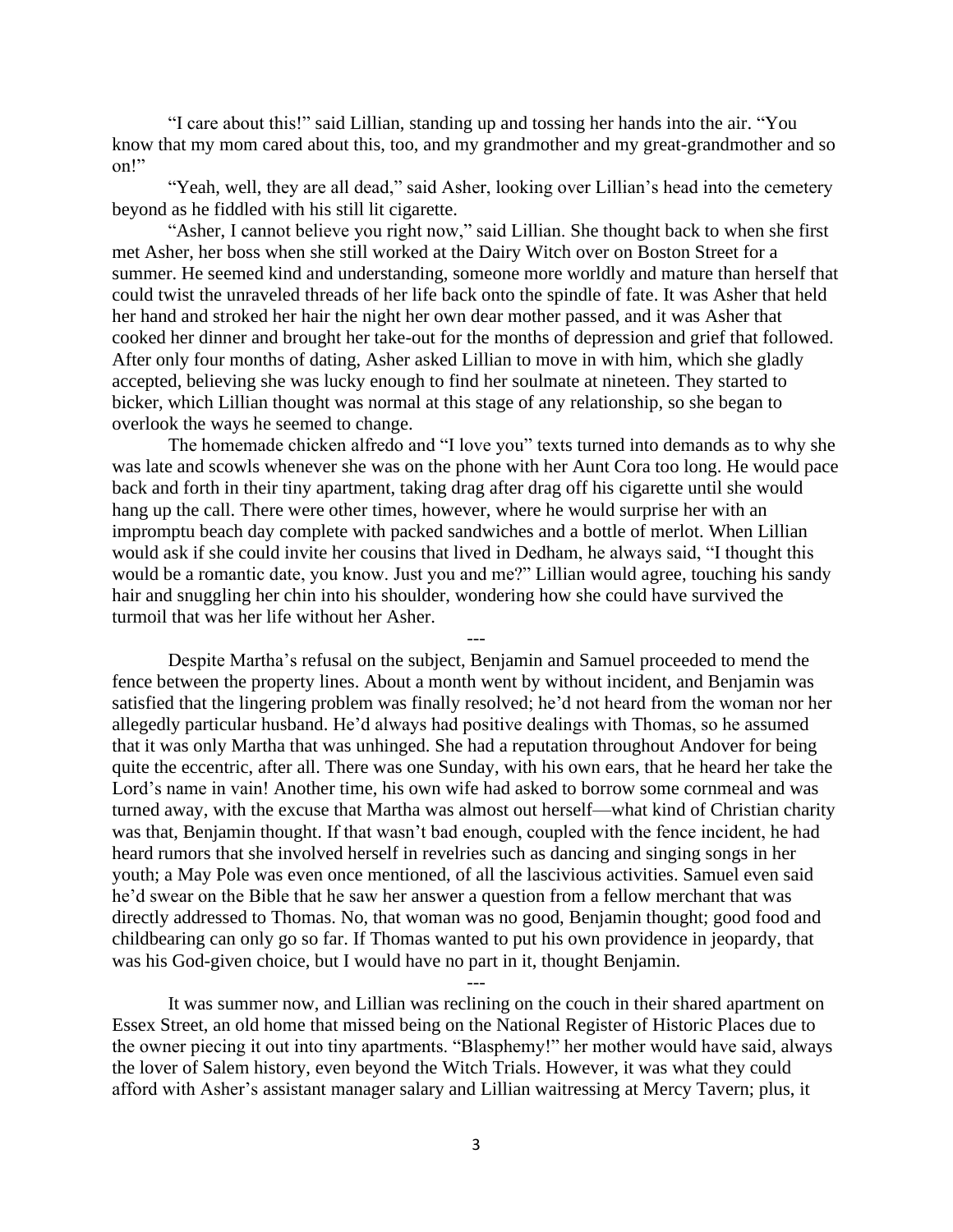"I care about this!" said Lillian, standing up and tossing her hands into the air. "You know that my mom cared about this, too, and my grandmother and my great-grandmother and so on!"

"Yeah, well, they are all dead," said Asher, looking over Lillian's head into the cemetery beyond as he fiddled with his still lit cigarette.

"Asher, I cannot believe you right now," said Lillian. She thought back to when she first met Asher, her boss when she still worked at the Dairy Witch over on Boston Street for a summer. He seemed kind and understanding, someone more worldly and mature than herself that could twist the unraveled threads of her life back onto the spindle of fate. It was Asher that held her hand and stroked her hair the night her own dear mother passed, and it was Asher that cooked her dinner and brought her take-out for the months of depression and grief that followed. After only four months of dating, Asher asked Lillian to move in with him, which she gladly accepted, believing she was lucky enough to find her soulmate at nineteen. They started to bicker, which Lillian thought was normal at this stage of any relationship, so she began to overlook the ways he seemed to change.

The homemade chicken alfredo and "I love you" texts turned into demands as to why she was late and scowls whenever she was on the phone with her Aunt Cora too long. He would pace back and forth in their tiny apartment, taking drag after drag off his cigarette until she would hang up the call. There were other times, however, where he would surprise her with an impromptu beach day complete with packed sandwiches and a bottle of merlot. When Lillian would ask if she could invite her cousins that lived in Dedham, he always said, "I thought this would be a romantic date, you know. Just you and me?" Lillian would agree, touching his sandy hair and snuggling her chin into his shoulder, wondering how she could have survived the turmoil that was her life without her Asher.

---

Despite Martha's refusal on the subject, Benjamin and Samuel proceeded to mend the fence between the property lines. About a month went by without incident, and Benjamin was satisfied that the lingering problem was finally resolved; he'd not heard from the woman nor her allegedly particular husband. He'd always had positive dealings with Thomas, so he assumed that it was only Martha that was unhinged. She had a reputation throughout Andover for being quite the eccentric, after all. There was one Sunday, with his own ears, that he heard her take the Lord's name in vain! Another time, his own wife had asked to borrow some cornmeal and was turned away, with the excuse that Martha was almost out herself—what kind of Christian charity was that, Benjamin thought. If that wasn't bad enough, coupled with the fence incident, he had heard rumors that she involved herself in revelries such as dancing and singing songs in her youth; a May Pole was even once mentioned, of all the lascivious activities. Samuel even said he'd swear on the Bible that he saw her answer a question from a fellow merchant that was directly addressed to Thomas. No, that woman was no good, Benjamin thought; good food and childbearing can only go so far. If Thomas wanted to put his own providence in jeopardy, that was his God-given choice, but I would have no part in it, thought Benjamin.

---

It was summer now, and Lillian was reclining on the couch in their shared apartment on Essex Street, an old home that missed being on the National Register of Historic Places due to the owner piecing it out into tiny apartments. "Blasphemy!" her mother would have said, always the lover of Salem history, even beyond the Witch Trials. However, it was what they could afford with Asher's assistant manager salary and Lillian waitressing at Mercy Tavern; plus, it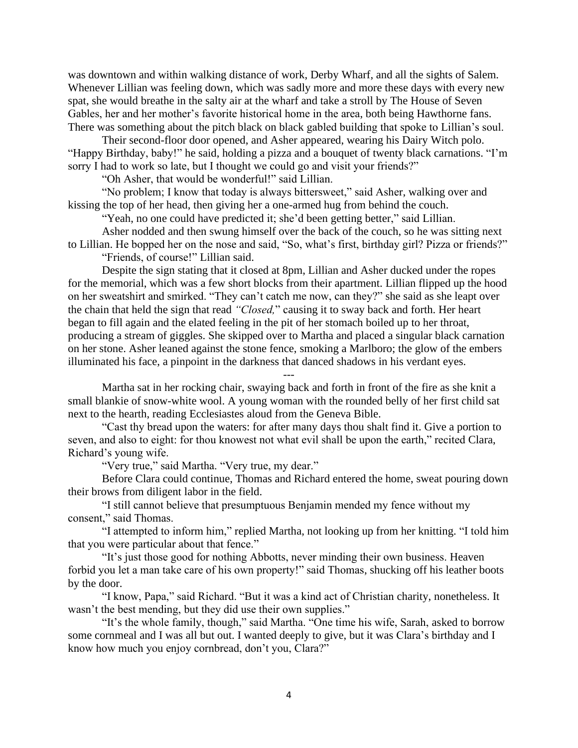was downtown and within walking distance of work, Derby Wharf, and all the sights of Salem. Whenever Lillian was feeling down, which was sadly more and more these days with every new spat, she would breathe in the salty air at the wharf and take a stroll by The House of Seven Gables, her and her mother's favorite historical home in the area, both being Hawthorne fans. There was something about the pitch black on black gabled building that spoke to Lillian's soul.

Their second-floor door opened, and Asher appeared, wearing his Dairy Witch polo. "Happy Birthday, baby!" he said, holding a pizza and a bouquet of twenty black carnations. "I'm sorry I had to work so late, but I thought we could go and visit your friends?"

"Oh Asher, that would be wonderful!" said Lillian.

"No problem; I know that today is always bittersweet," said Asher, walking over and kissing the top of her head, then giving her a one-armed hug from behind the couch.

"Yeah, no one could have predicted it; she'd been getting better," said Lillian.

Asher nodded and then swung himself over the back of the couch, so he was sitting next to Lillian. He bopped her on the nose and said, "So, what's first, birthday girl? Pizza or friends?"

"Friends, of course!" Lillian said.

Despite the sign stating that it closed at 8pm, Lillian and Asher ducked under the ropes for the memorial, which was a few short blocks from their apartment. Lillian flipped up the hood on her sweatshirt and smirked. "They can't catch me now, can they?" she said as she leapt over the chain that held the sign that read *"Closed,"* causing it to sway back and forth. Her heart began to fill again and the elated feeling in the pit of her stomach boiled up to her throat, producing a stream of giggles. She skipped over to Martha and placed a singular black carnation on her stone. Asher leaned against the stone fence, smoking a Marlboro; the glow of the embers illuminated his face, a pinpoint in the darkness that danced shadows in his verdant eyes.

---

Martha sat in her rocking chair, swaying back and forth in front of the fire as she knit a small blankie of snow-white wool. A young woman with the rounded belly of her first child sat next to the hearth, reading Ecclesiastes aloud from the Geneva Bible.

"Cast thy bread upon the waters: for after many days thou shalt find it. Give a portion to seven, and also to eight: for thou knowest not what evil shall be upon the earth," recited Clara, Richard's young wife.

"Very true," said Martha. "Very true, my dear."

Before Clara could continue, Thomas and Richard entered the home, sweat pouring down their brows from diligent labor in the field.

"I still cannot believe that presumptuous Benjamin mended my fence without my consent," said Thomas.

"I attempted to inform him," replied Martha, not looking up from her knitting. "I told him that you were particular about that fence."

"It's just those good for nothing Abbotts, never minding their own business. Heaven forbid you let a man take care of his own property!" said Thomas, shucking off his leather boots by the door.

"I know, Papa," said Richard. "But it was a kind act of Christian charity, nonetheless. It wasn't the best mending, but they did use their own supplies."

"It's the whole family, though," said Martha. "One time his wife, Sarah, asked to borrow some cornmeal and I was all but out. I wanted deeply to give, but it was Clara's birthday and I know how much you enjoy cornbread, don't you, Clara?"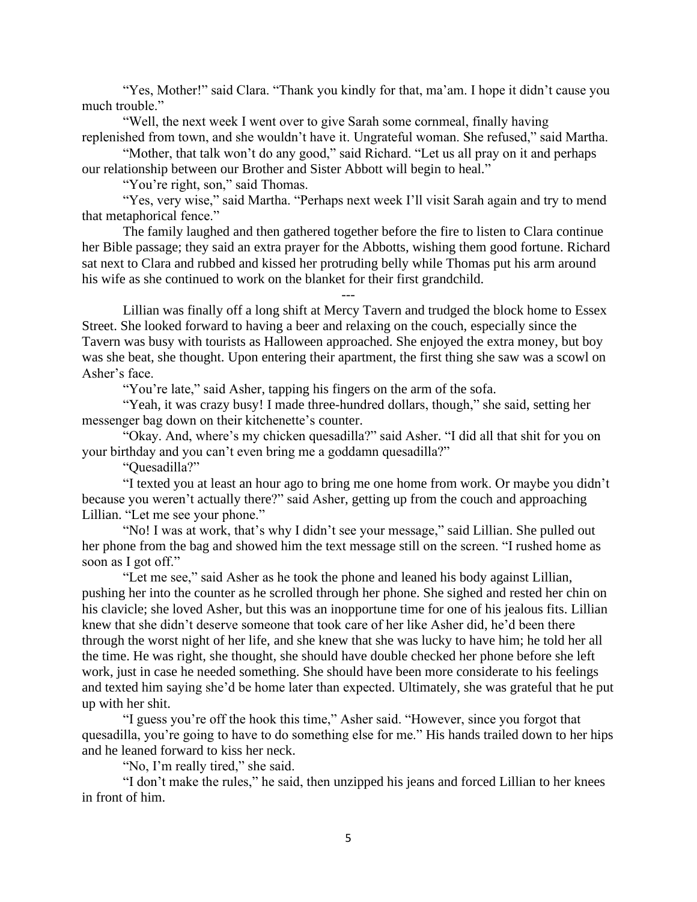"Yes, Mother!" said Clara. "Thank you kindly for that, ma'am. I hope it didn't cause you much trouble."

"Well, the next week I went over to give Sarah some cornmeal, finally having replenished from town, and she wouldn't have it. Ungrateful woman. She refused," said Martha.

"Mother, that talk won't do any good," said Richard. "Let us all pray on it and perhaps our relationship between our Brother and Sister Abbott will begin to heal."

"You're right, son," said Thomas.

"Yes, very wise," said Martha. "Perhaps next week I'll visit Sarah again and try to mend that metaphorical fence."

The family laughed and then gathered together before the fire to listen to Clara continue her Bible passage; they said an extra prayer for the Abbotts, wishing them good fortune. Richard sat next to Clara and rubbed and kissed her protruding belly while Thomas put his arm around his wife as she continued to work on the blanket for their first grandchild.

---

Lillian was finally off a long shift at Mercy Tavern and trudged the block home to Essex Street. She looked forward to having a beer and relaxing on the couch, especially since the Tavern was busy with tourists as Halloween approached. She enjoyed the extra money, but boy was she beat, she thought. Upon entering their apartment, the first thing she saw was a scowl on Asher's face.

"You're late," said Asher, tapping his fingers on the arm of the sofa.

"Yeah, it was crazy busy! I made three-hundred dollars, though," she said, setting her messenger bag down on their kitchenette's counter.

"Okay. And, where's my chicken quesadilla?" said Asher. "I did all that shit for you on your birthday and you can't even bring me a goddamn quesadilla?"

"Quesadilla?"

"I texted you at least an hour ago to bring me one home from work. Or maybe you didn't because you weren't actually there?" said Asher, getting up from the couch and approaching Lillian. "Let me see your phone."

"No! I was at work, that's why I didn't see your message," said Lillian. She pulled out her phone from the bag and showed him the text message still on the screen. "I rushed home as soon as I got off."

"Let me see," said Asher as he took the phone and leaned his body against Lillian, pushing her into the counter as he scrolled through her phone. She sighed and rested her chin on his clavicle; she loved Asher, but this was an inopportune time for one of his jealous fits. Lillian knew that she didn't deserve someone that took care of her like Asher did, he'd been there through the worst night of her life, and she knew that she was lucky to have him; he told her all the time. He was right, she thought, she should have double checked her phone before she left work, just in case he needed something. She should have been more considerate to his feelings and texted him saying she'd be home later than expected. Ultimately, she was grateful that he put up with her shit.

"I guess you're off the hook this time," Asher said. "However, since you forgot that quesadilla, you're going to have to do something else for me." His hands trailed down to her hips and he leaned forward to kiss her neck.

"No, I'm really tired," she said.

"I don't make the rules," he said, then unzipped his jeans and forced Lillian to her knees in front of him.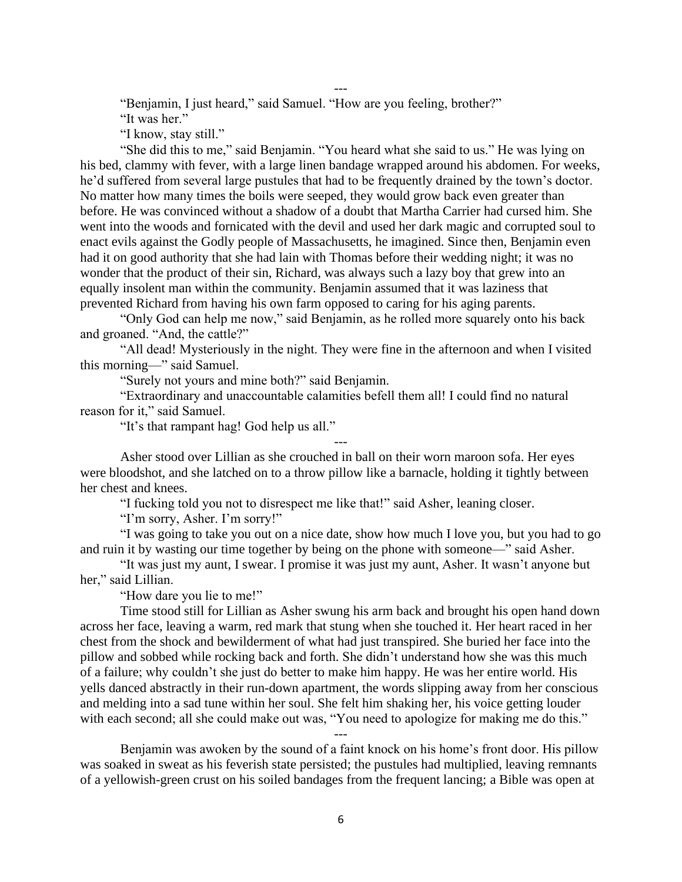---

"Benjamin, I just heard," said Samuel. "How are you feeling, brother?"

"It was her."

"I know, stay still."

"She did this to me," said Benjamin. "You heard what she said to us." He was lying on his bed, clammy with fever, with a large linen bandage wrapped around his abdomen. For weeks, he'd suffered from several large pustules that had to be frequently drained by the town's doctor. No matter how many times the boils were seeped, they would grow back even greater than before. He was convinced without a shadow of a doubt that Martha Carrier had cursed him. She went into the woods and fornicated with the devil and used her dark magic and corrupted soul to enact evils against the Godly people of Massachusetts, he imagined. Since then, Benjamin even had it on good authority that she had lain with Thomas before their wedding night; it was no wonder that the product of their sin, Richard, was always such a lazy boy that grew into an equally insolent man within the community. Benjamin assumed that it was laziness that prevented Richard from having his own farm opposed to caring for his aging parents.

"Only God can help me now," said Benjamin, as he rolled more squarely onto his back and groaned. "And, the cattle?"

"All dead! Mysteriously in the night. They were fine in the afternoon and when I visited this morning—" said Samuel.

"Surely not yours and mine both?" said Benjamin.

"Extraordinary and unaccountable calamities befell them all! I could find no natural reason for it," said Samuel.

"It's that rampant hag! God help us all."

---

Asher stood over Lillian as she crouched in ball on their worn maroon sofa. Her eyes were bloodshot, and she latched on to a throw pillow like a barnacle, holding it tightly between her chest and knees.

"I fucking told you not to disrespect me like that!" said Asher, leaning closer.

"I'm sorry, Asher. I'm sorry!"

"I was going to take you out on a nice date, show how much I love you, but you had to go and ruin it by wasting our time together by being on the phone with someone—" said Asher.

"It was just my aunt, I swear. I promise it was just my aunt, Asher. It wasn't anyone but her," said Lillian.

"How dare you lie to me!"

Time stood still for Lillian as Asher swung his arm back and brought his open hand down across her face, leaving a warm, red mark that stung when she touched it. Her heart raced in her chest from the shock and bewilderment of what had just transpired. She buried her face into the pillow and sobbed while rocking back and forth. She didn't understand how she was this much of a failure; why couldn't she just do better to make him happy. He was her entire world. His yells danced abstractly in their run-down apartment, the words slipping away from her conscious and melding into a sad tune within her soul. She felt him shaking her, his voice getting louder with each second; all she could make out was, "You need to apologize for making me do this."

---

Benjamin was awoken by the sound of a faint knock on his home's front door. His pillow was soaked in sweat as his feverish state persisted; the pustules had multiplied, leaving remnants of a yellowish-green crust on his soiled bandages from the frequent lancing; a Bible was open at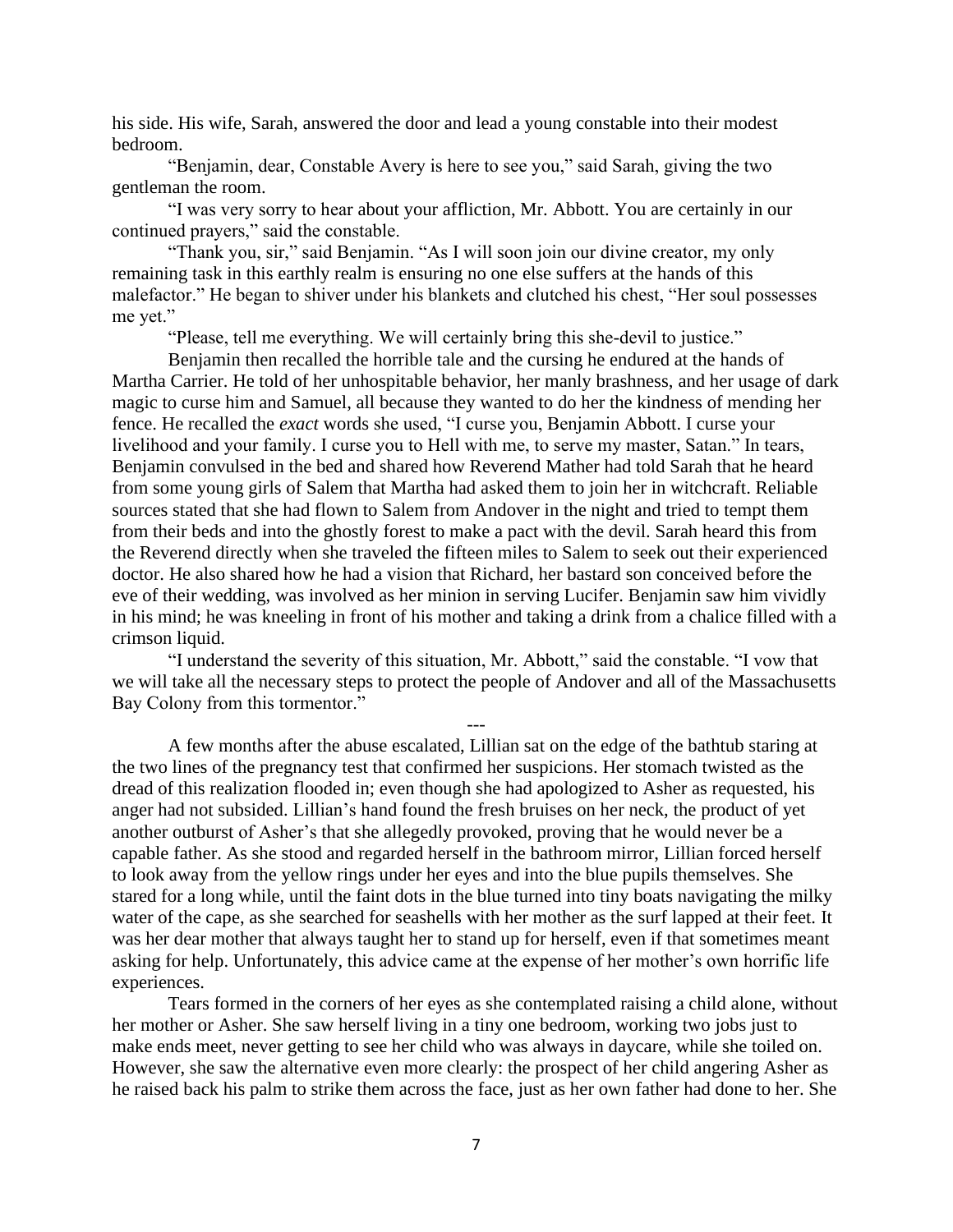his side. His wife, Sarah, answered the door and lead a young constable into their modest bedroom.

"Benjamin, dear, Constable Avery is here to see you," said Sarah, giving the two gentleman the room.

"I was very sorry to hear about your affliction, Mr. Abbott. You are certainly in our continued prayers," said the constable.

"Thank you, sir," said Benjamin. "As I will soon join our divine creator, my only remaining task in this earthly realm is ensuring no one else suffers at the hands of this malefactor." He began to shiver under his blankets and clutched his chest, "Her soul possesses me yet."

"Please, tell me everything. We will certainly bring this she-devil to justice."

Benjamin then recalled the horrible tale and the cursing he endured at the hands of Martha Carrier. He told of her unhospitable behavior, her manly brashness, and her usage of dark magic to curse him and Samuel, all because they wanted to do her the kindness of mending her fence. He recalled the *exact* words she used, "I curse you, Benjamin Abbott. I curse your livelihood and your family. I curse you to Hell with me, to serve my master, Satan." In tears, Benjamin convulsed in the bed and shared how Reverend Mather had told Sarah that he heard from some young girls of Salem that Martha had asked them to join her in witchcraft. Reliable sources stated that she had flown to Salem from Andover in the night and tried to tempt them from their beds and into the ghostly forest to make a pact with the devil. Sarah heard this from the Reverend directly when she traveled the fifteen miles to Salem to seek out their experienced doctor. He also shared how he had a vision that Richard, her bastard son conceived before the eve of their wedding, was involved as her minion in serving Lucifer. Benjamin saw him vividly in his mind; he was kneeling in front of his mother and taking a drink from a chalice filled with a crimson liquid.

"I understand the severity of this situation, Mr. Abbott," said the constable. "I vow that we will take all the necessary steps to protect the people of Andover and all of the Massachusetts Bay Colony from this tormentor."

---

A few months after the abuse escalated, Lillian sat on the edge of the bathtub staring at the two lines of the pregnancy test that confirmed her suspicions. Her stomach twisted as the dread of this realization flooded in; even though she had apologized to Asher as requested, his anger had not subsided. Lillian's hand found the fresh bruises on her neck, the product of yet another outburst of Asher's that she allegedly provoked, proving that he would never be a capable father. As she stood and regarded herself in the bathroom mirror, Lillian forced herself to look away from the yellow rings under her eyes and into the blue pupils themselves. She stared for a long while, until the faint dots in the blue turned into tiny boats navigating the milky water of the cape, as she searched for seashells with her mother as the surf lapped at their feet. It was her dear mother that always taught her to stand up for herself, even if that sometimes meant asking for help. Unfortunately, this advice came at the expense of her mother's own horrific life experiences.

Tears formed in the corners of her eyes as she contemplated raising a child alone, without her mother or Asher. She saw herself living in a tiny one bedroom, working two jobs just to make ends meet, never getting to see her child who was always in daycare, while she toiled on. However, she saw the alternative even more clearly: the prospect of her child angering Asher as he raised back his palm to strike them across the face, just as her own father had done to her. She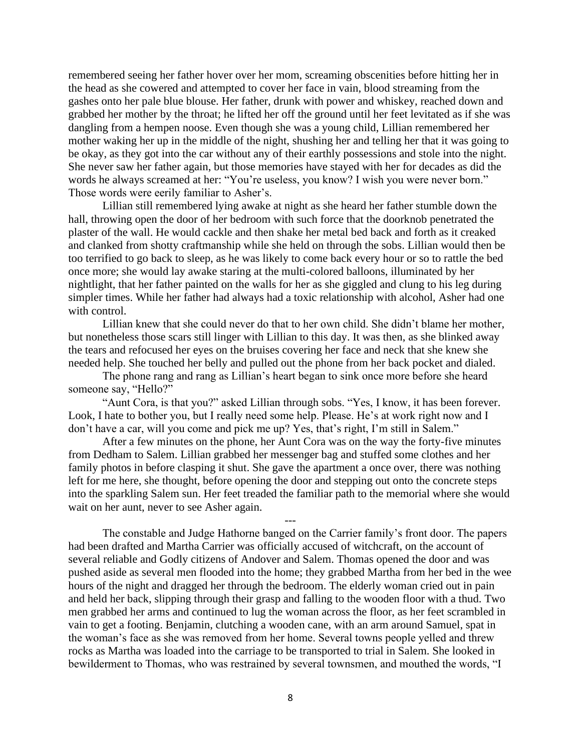remembered seeing her father hover over her mom, screaming obscenities before hitting her in the head as she cowered and attempted to cover her face in vain, blood streaming from the gashes onto her pale blue blouse. Her father, drunk with power and whiskey, reached down and grabbed her mother by the throat; he lifted her off the ground until her feet levitated as if she was dangling from a hempen noose. Even though she was a young child, Lillian remembered her mother waking her up in the middle of the night, shushing her and telling her that it was going to be okay, as they got into the car without any of their earthly possessions and stole into the night. She never saw her father again, but those memories have stayed with her for decades as did the words he always screamed at her: "You're useless, you know? I wish you were never born." Those words were eerily familiar to Asher's.

Lillian still remembered lying awake at night as she heard her father stumble down the hall, throwing open the door of her bedroom with such force that the doorknob penetrated the plaster of the wall. He would cackle and then shake her metal bed back and forth as it creaked and clanked from shotty craftmanship while she held on through the sobs. Lillian would then be too terrified to go back to sleep, as he was likely to come back every hour or so to rattle the bed once more; she would lay awake staring at the multi-colored balloons, illuminated by her nightlight, that her father painted on the walls for her as she giggled and clung to his leg during simpler times. While her father had always had a toxic relationship with alcohol, Asher had one with control.

Lillian knew that she could never do that to her own child. She didn't blame her mother, but nonetheless those scars still linger with Lillian to this day. It was then, as she blinked away the tears and refocused her eyes on the bruises covering her face and neck that she knew she needed help. She touched her belly and pulled out the phone from her back pocket and dialed.

The phone rang and rang as Lillian's heart began to sink once more before she heard someone say, "Hello?"

"Aunt Cora, is that you?" asked Lillian through sobs. "Yes, I know, it has been forever. Look, I hate to bother you, but I really need some help. Please. He's at work right now and I don't have a car, will you come and pick me up? Yes, that's right, I'm still in Salem."

After a few minutes on the phone, her Aunt Cora was on the way the forty-five minutes from Dedham to Salem. Lillian grabbed her messenger bag and stuffed some clothes and her family photos in before clasping it shut. She gave the apartment a once over, there was nothing left for me here, she thought, before opening the door and stepping out onto the concrete steps into the sparkling Salem sun. Her feet treaded the familiar path to the memorial where she would wait on her aunt, never to see Asher again.

---

The constable and Judge Hathorne banged on the Carrier family's front door. The papers had been drafted and Martha Carrier was officially accused of witchcraft, on the account of several reliable and Godly citizens of Andover and Salem. Thomas opened the door and was pushed aside as several men flooded into the home; they grabbed Martha from her bed in the wee hours of the night and dragged her through the bedroom. The elderly woman cried out in pain and held her back, slipping through their grasp and falling to the wooden floor with a thud. Two men grabbed her arms and continued to lug the woman across the floor, as her feet scrambled in vain to get a footing. Benjamin, clutching a wooden cane, with an arm around Samuel, spat in the woman's face as she was removed from her home. Several towns people yelled and threw rocks as Martha was loaded into the carriage to be transported to trial in Salem. She looked in bewilderment to Thomas, who was restrained by several townsmen, and mouthed the words, "I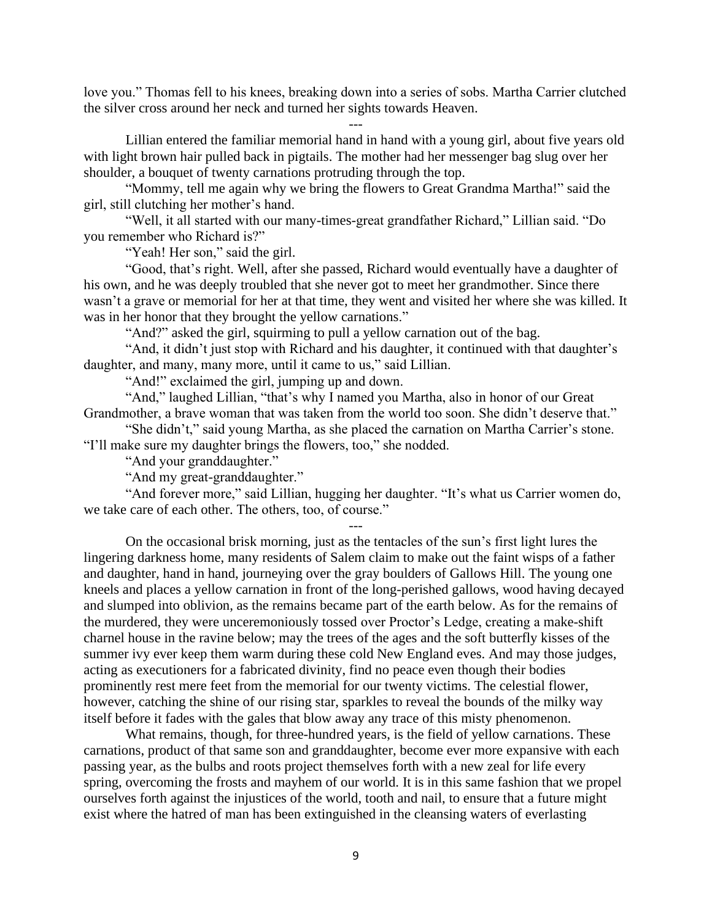love you." Thomas fell to his knees, breaking down into a series of sobs. Martha Carrier clutched the silver cross around her neck and turned her sights towards Heaven.

---

Lillian entered the familiar memorial hand in hand with a young girl, about five years old with light brown hair pulled back in pigtails. The mother had her messenger bag slug over her shoulder, a bouquet of twenty carnations protruding through the top.

"Mommy, tell me again why we bring the flowers to Great Grandma Martha!" said the girl, still clutching her mother's hand.

"Well, it all started with our many-times-great grandfather Richard," Lillian said. "Do you remember who Richard is?"

"Yeah! Her son," said the girl.

"Good, that's right. Well, after she passed, Richard would eventually have a daughter of his own, and he was deeply troubled that she never got to meet her grandmother. Since there wasn't a grave or memorial for her at that time, they went and visited her where she was killed. It was in her honor that they brought the yellow carnations."

"And?" asked the girl, squirming to pull a yellow carnation out of the bag.

"And, it didn't just stop with Richard and his daughter, it continued with that daughter's daughter, and many, many more, until it came to us," said Lillian.

"And!" exclaimed the girl, jumping up and down.

"And," laughed Lillian, "that's why I named you Martha, also in honor of our Great Grandmother, a brave woman that was taken from the world too soon. She didn't deserve that."

"She didn't," said young Martha, as she placed the carnation on Martha Carrier's stone. "I'll make sure my daughter brings the flowers, too," she nodded.

"And your granddaughter."

"And my great-granddaughter."

"And forever more," said Lillian, hugging her daughter. "It's what us Carrier women do, we take care of each other. The others, too, of course."

---

On the occasional brisk morning, just as the tentacles of the sun's first light lures the lingering darkness home, many residents of Salem claim to make out the faint wisps of a father and daughter, hand in hand, journeying over the gray boulders of Gallows Hill. The young one kneels and places a yellow carnation in front of the long-perished gallows, wood having decayed and slumped into oblivion, as the remains became part of the earth below. As for the remains of the murdered, they were unceremoniously tossed over Proctor's Ledge, creating a make-shift charnel house in the ravine below; may the trees of the ages and the soft butterfly kisses of the summer ivy ever keep them warm during these cold New England eves. And may those judges, acting as executioners for a fabricated divinity, find no peace even though their bodies prominently rest mere feet from the memorial for our twenty victims. The celestial flower, however, catching the shine of our rising star, sparkles to reveal the bounds of the milky way itself before it fades with the gales that blow away any trace of this misty phenomenon.

What remains, though, for three-hundred years, is the field of yellow carnations. These carnations, product of that same son and granddaughter, become ever more expansive with each passing year, as the bulbs and roots project themselves forth with a new zeal for life every spring, overcoming the frosts and mayhem of our world. It is in this same fashion that we propel ourselves forth against the injustices of the world, tooth and nail, to ensure that a future might exist where the hatred of man has been extinguished in the cleansing waters of everlasting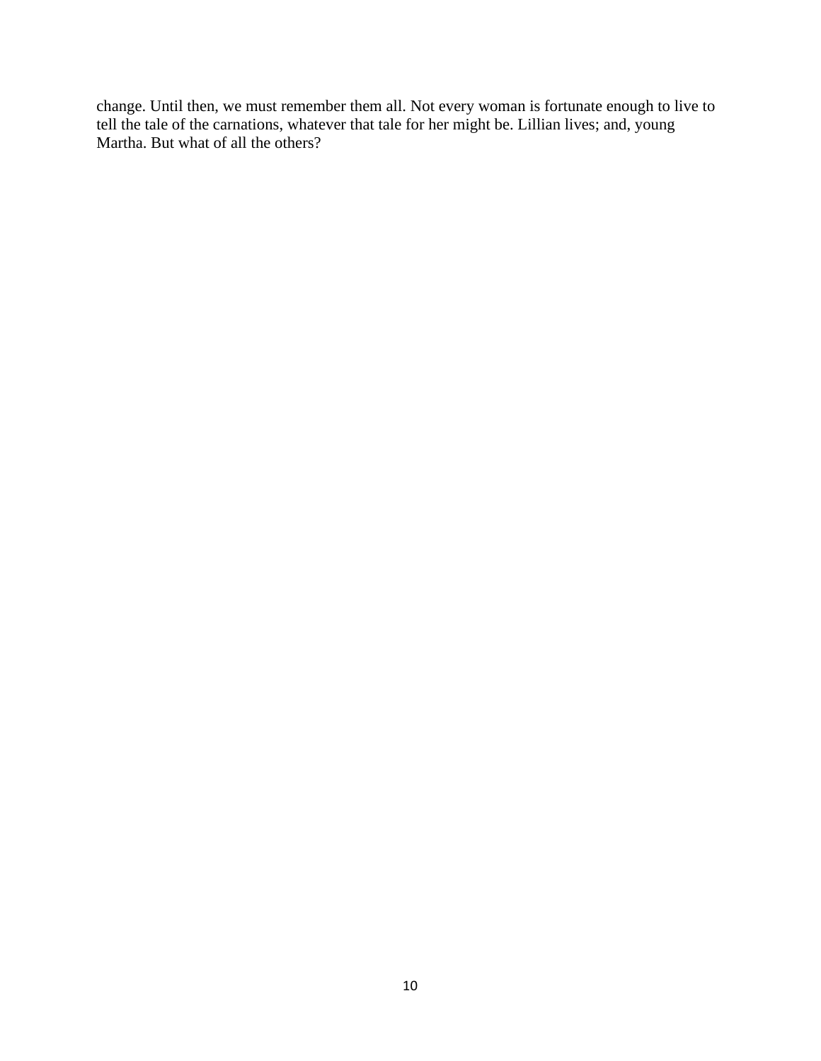change. Until then, we must remember them all. Not every woman is fortunate enough to live to tell the tale of the carnations, whatever that tale for her might be. Lillian lives; and, young Martha. But what of all the others?